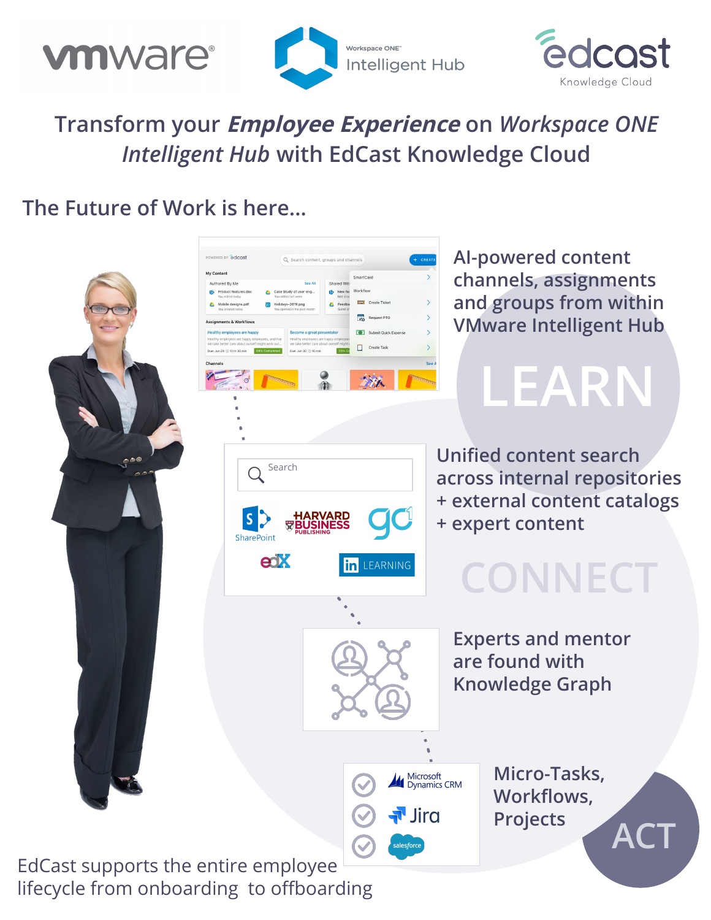# Transform your ***Employee Experience*** on *Workspace ONE Intelligent Hub* with EdCast Knowledge Cloud

## The Future of Work is here...

AI-powered content channels, assignments and groups from within VMware Intelligent Hub

**LEARN**

Unified content search across internal repositories + external content catalogs + expert content

**CONNECT**

Experts and mentor are found with Knowledge Graph

Micro-Tasks, Workflows, Projects

**ACT**

EdCast supports the entire employee lifecycle from onboarding to offboarding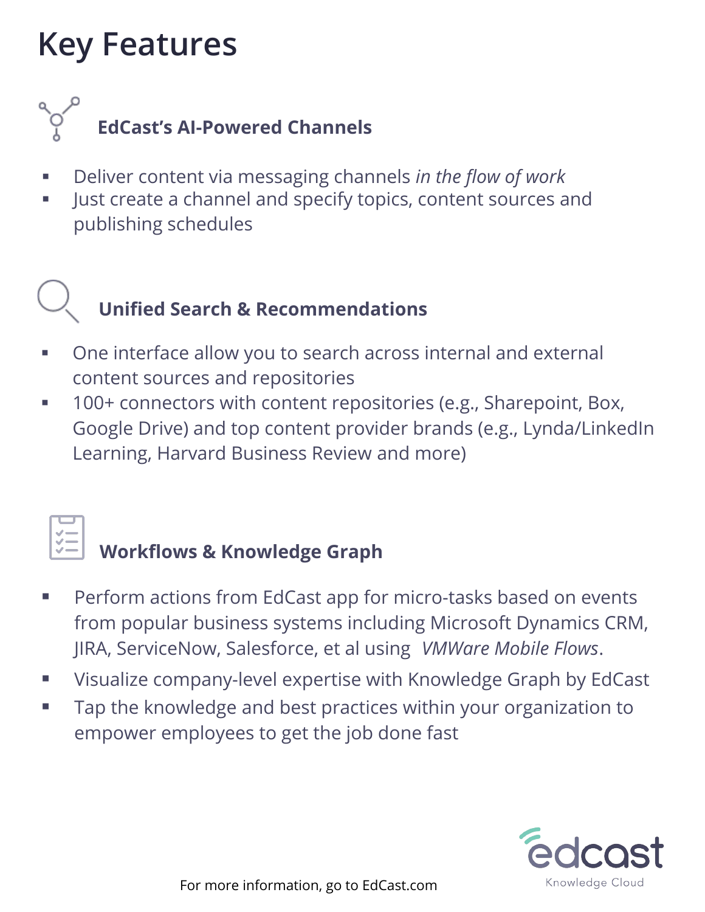# Key Features

### EdCast's AI-Powered Channels

- Deliver content via messaging channels *in the flow of work*
- Just create a channel and specify topics, content sources and publishing schedules

### Unified Search & Recommendations

- One interface allow you to search across internal and external content sources and repositories
- 100+ connectors with content repositories (e.g., Sharepoint, Box, Google Drive) and top content provider brands (e.g., Lynda/LinkedIn Learning, Harvard Business Review and more)

### Workflows & Knowledge Graph

- Perform actions from EdCast app for micro-tasks based on events from popular business systems including Microsoft Dynamics CRM, JIRA, ServiceNow, Salesforce, et al using *VMWare Mobile Flows*.
- Visualize company-level expertise with Knowledge Graph by EdCast
- Tap the knowledge and best practices within your organization to empower employees to get the job done fast

For more information, go to EdCast.com

edcast Knowledge Cloud